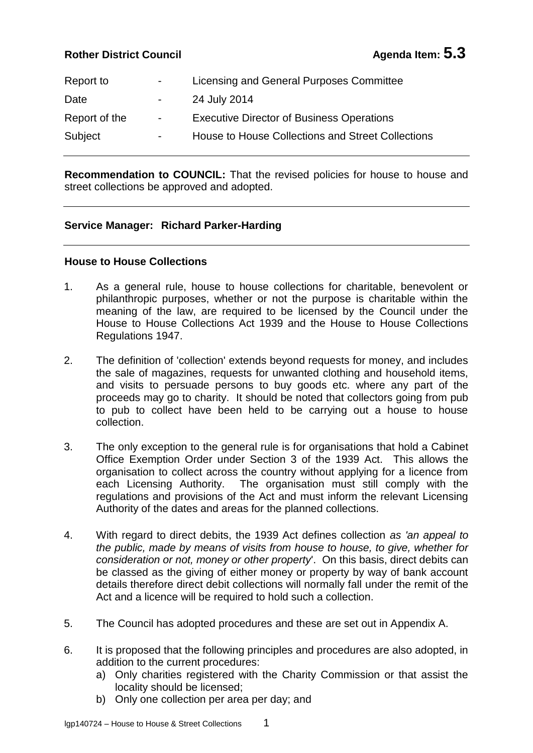**Rother District Council** **Agenda Item: 5.3**

| Report to | - | Licensing and General Purposes Committee |
|---|---|---|
| Date | - | 24 July 2014 |
| Report of the | - | Executive Director of Business Operations |
| Subject | - | House to House Collections and Street Collections |

---

**Recommendation to COUNCIL:** That the revised policies for house to house and street collections be approved and adopted.

---

**Service Manager: Richard Parker-Harding**

---

**House to House Collections**

1. As a general rule, house to house collections for charitable, benevolent or philanthropic purposes, whether or not the purpose is charitable within the meaning of the law, are required to be licensed by the Council under the House to House Collections Act 1939 and the House to House Collections Regulations 1947.

2. The definition of 'collection' extends beyond requests for money, and includes the sale of magazines, requests for unwanted clothing and household items, and visits to persuade persons to buy goods etc. where any part of the proceeds may go to charity. It should be noted that collectors going from pub to pub to collect have been held to be carrying out a house to house collection.

3. The only exception to the general rule is for organisations that hold a Cabinet Office Exemption Order under Section 3 of the 1939 Act. This allows the organisation to collect across the country without applying for a licence from each Licensing Authority. The organisation must still comply with the regulations and provisions of the Act and must inform the relevant Licensing Authority of the dates and areas for the planned collections.

4. With regard to direct debits, the 1939 Act defines collection *as 'an appeal to the public, made by means of visits from house to house, to give, whether for consideration or not, money or other property*'. On this basis, direct debits can be classed as the giving of either money or property by way of bank account details therefore direct debit collections will normally fall under the remit of the Act and a licence will be required to hold such a collection.

5. The Council has adopted procedures and these are set out in Appendix A.

6. It is proposed that the following principles and procedures are also adopted, in addition to the current procedures:
   a) Only charities registered with the Charity Commission or that assist the locality should be licensed;
   b) Only one collection per area per day; and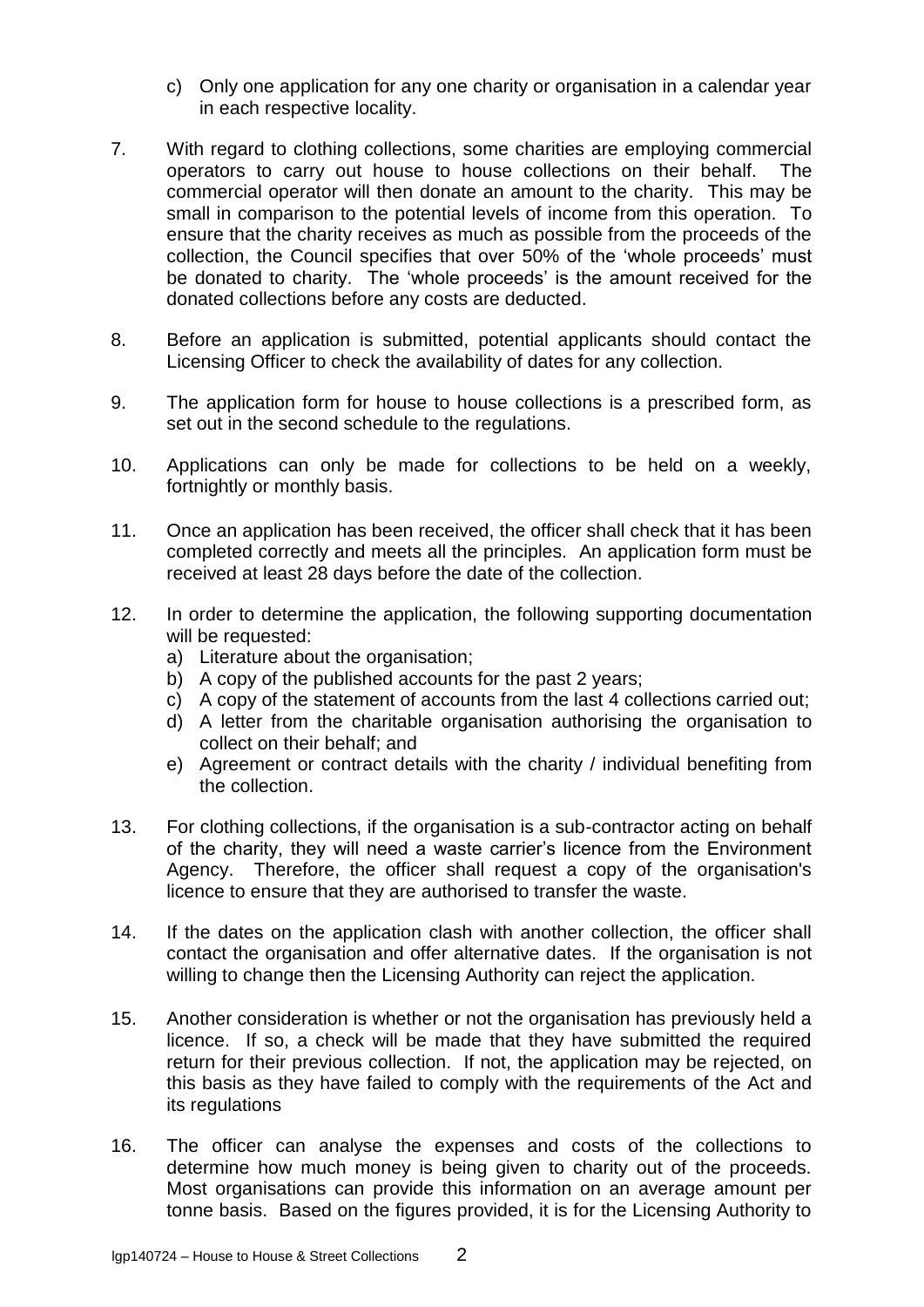c) Only one application for any one charity or organisation in a calendar year in each respective locality.

7. With regard to clothing collections, some charities are employing commercial operators to carry out house to house collections on their behalf. The commercial operator will then donate an amount to the charity. This may be small in comparison to the potential levels of income from this operation. To ensure that the charity receives as much as possible from the proceeds of the collection, the Council specifies that over 50% of the 'whole proceeds' must be donated to charity. The 'whole proceeds' is the amount received for the donated collections before any costs are deducted.

8. Before an application is submitted, potential applicants should contact the Licensing Officer to check the availability of dates for any collection.

9. The application form for house to house collections is a prescribed form, as set out in the second schedule to the regulations.

10. Applications can only be made for collections to be held on a weekly, fortnightly or monthly basis.

11. Once an application has been received, the officer shall check that it has been completed correctly and meets all the principles. An application form must be received at least 28 days before the date of the collection.

12. In order to determine the application, the following supporting documentation will be requested:
    a) Literature about the organisation;
    b) A copy of the published accounts for the past 2 years;
    c) A copy of the statement of accounts from the last 4 collections carried out;
    d) A letter from the charitable organisation authorising the organisation to collect on their behalf; and
    e) Agreement or contract details with the charity / individual benefiting from the collection.

13. For clothing collections, if the organisation is a sub-contractor acting on behalf of the charity, they will need a waste carrier's licence from the Environment Agency. Therefore, the officer shall request a copy of the organisation's licence to ensure that they are authorised to transfer the waste.

14. If the dates on the application clash with another collection, the officer shall contact the organisation and offer alternative dates. If the organisation is not willing to change then the Licensing Authority can reject the application.

15. Another consideration is whether or not the organisation has previously held a licence. If so, a check will be made that they have submitted the required return for their previous collection. If not, the application may be rejected, on this basis as they have failed to comply with the requirements of the Act and its regulations

16. The officer can analyse the expenses and costs of the collections to determine how much money is being given to charity out of the proceeds. Most organisations can provide this information on an average amount per tonne basis. Based on the figures provided, it is for the Licensing Authority to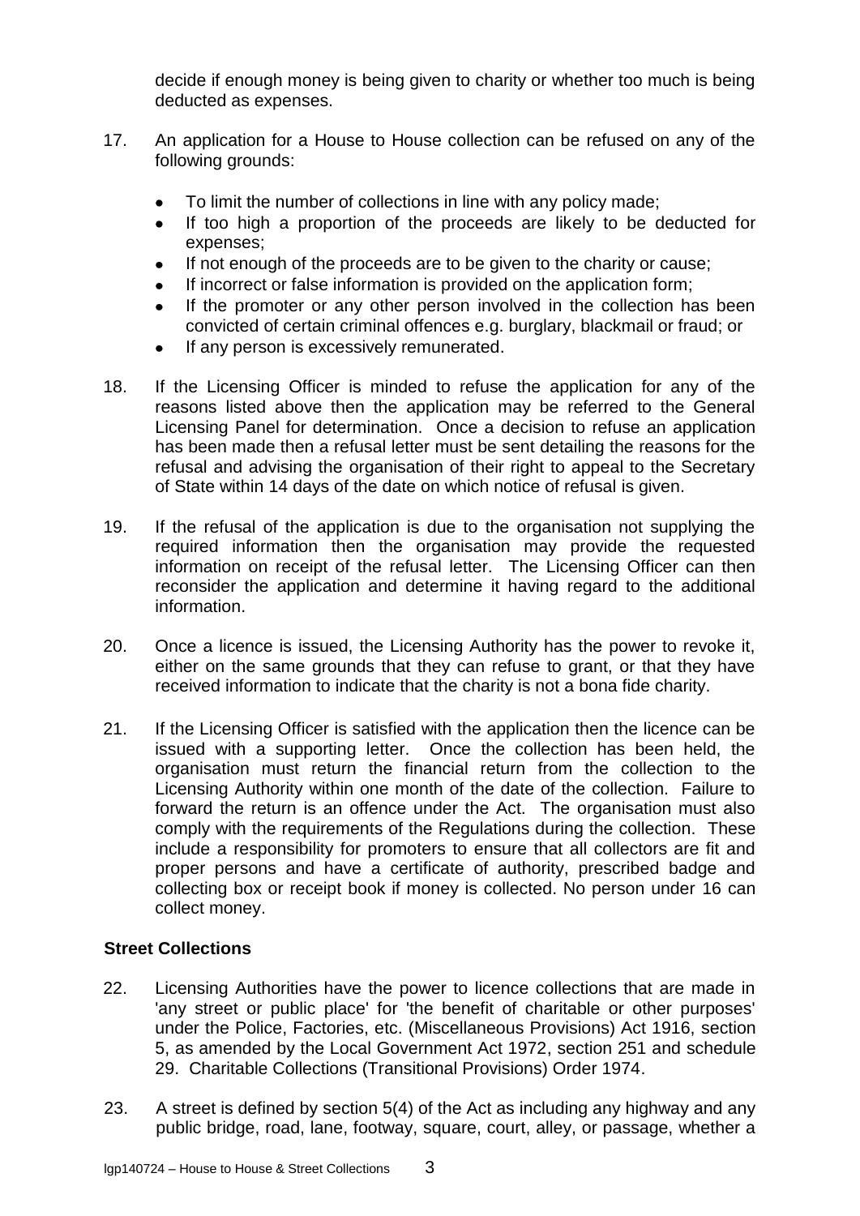decide if enough money is being given to charity or whether too much is being deducted as expenses.

17. An application for a House to House collection can be refused on any of the following grounds:

    - To limit the number of collections in line with any policy made;
    - If too high a proportion of the proceeds are likely to be deducted for expenses;
    - If not enough of the proceeds are to be given to the charity or cause;
    - If incorrect or false information is provided on the application form;
    - If the promoter or any other person involved in the collection has been convicted of certain criminal offences e.g. burglary, blackmail or fraud; or
    - If any person is excessively remunerated.

18. If the Licensing Officer is minded to refuse the application for any of the reasons listed above then the application may be referred to the General Licensing Panel for determination. Once a decision to refuse an application has been made then a refusal letter must be sent detailing the reasons for the refusal and advising the organisation of their right to appeal to the Secretary of State within 14 days of the date on which notice of refusal is given.

19. If the refusal of the application is due to the organisation not supplying the required information then the organisation may provide the requested information on receipt of the refusal letter. The Licensing Officer can then reconsider the application and determine it having regard to the additional information.

20. Once a licence is issued, the Licensing Authority has the power to revoke it, either on the same grounds that they can refuse to grant, or that they have received information to indicate that the charity is not a bona fide charity.

21. If the Licensing Officer is satisfied with the application then the licence can be issued with a supporting letter. Once the collection has been held, the organisation must return the financial return from the collection to the Licensing Authority within one month of the date of the collection. Failure to forward the return is an offence under the Act. The organisation must also comply with the requirements of the Regulations during the collection. These include a responsibility for promoters to ensure that all collectors are fit and proper persons and have a certificate of authority, prescribed badge and collecting box or receipt book if money is collected. No person under 16 can collect money.

## Street Collections

22. Licensing Authorities have the power to licence collections that are made in 'any street or public place' for 'the benefit of charitable or other purposes' under the Police, Factories, etc. (Miscellaneous Provisions) Act 1916, section 5, as amended by the Local Government Act 1972, section 251 and schedule 29. Charitable Collections (Transitional Provisions) Order 1974.

23. A street is defined by section 5(4) of the Act as including any highway and any public bridge, road, lane, footway, square, court, alley, or passage, whether a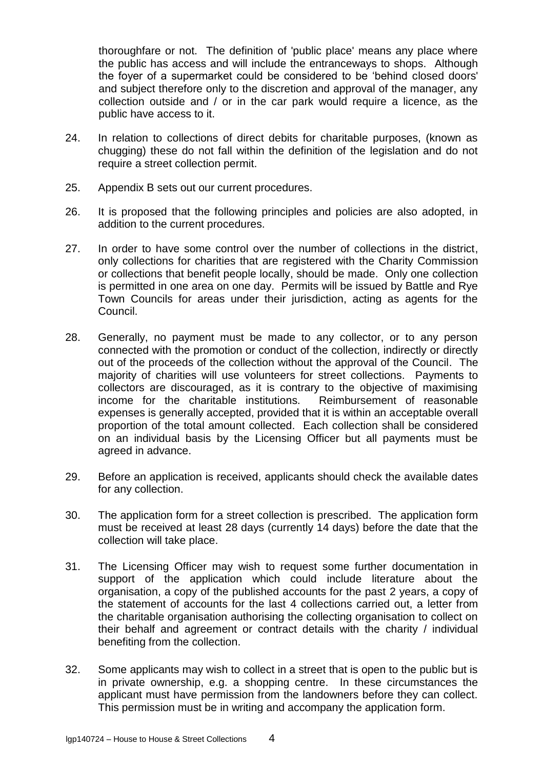thoroughfare or not. The definition of 'public place' means any place where the public has access and will include the entranceways to shops. Although the foyer of a supermarket could be considered to be 'behind closed doors' and subject therefore only to the discretion and approval of the manager, any collection outside and / or in the car park would require a licence, as the public have access to it.

24. In relation to collections of direct debits for charitable purposes, (known as chugging) these do not fall within the definition of the legislation and do not require a street collection permit.

25. Appendix B sets out our current procedures.

26. It is proposed that the following principles and policies are also adopted, in addition to the current procedures.

27. In order to have some control over the number of collections in the district, only collections for charities that are registered with the Charity Commission or collections that benefit people locally, should be made. Only one collection is permitted in one area on one day. Permits will be issued by Battle and Rye Town Councils for areas under their jurisdiction, acting as agents for the Council.

28. Generally, no payment must be made to any collector, or to any person connected with the promotion or conduct of the collection, indirectly or directly out of the proceeds of the collection without the approval of the Council. The majority of charities will use volunteers for street collections. Payments to collectors are discouraged, as it is contrary to the objective of maximising income for the charitable institutions. Reimbursement of reasonable expenses is generally accepted, provided that it is within an acceptable overall proportion of the total amount collected. Each collection shall be considered on an individual basis by the Licensing Officer but all payments must be agreed in advance.

29. Before an application is received, applicants should check the available dates for any collection.

30. The application form for a street collection is prescribed. The application form must be received at least 28 days (currently 14 days) before the date that the collection will take place.

31. The Licensing Officer may wish to request some further documentation in support of the application which could include literature about the organisation, a copy of the published accounts for the past 2 years, a copy of the statement of accounts for the last 4 collections carried out, a letter from the charitable organisation authorising the collecting organisation to collect on their behalf and agreement or contract details with the charity / individual benefiting from the collection.

32. Some applicants may wish to collect in a street that is open to the public but is in private ownership, e.g. a shopping centre. In these circumstances the applicant must have permission from the landowners before they can collect. This permission must be in writing and accompany the application form.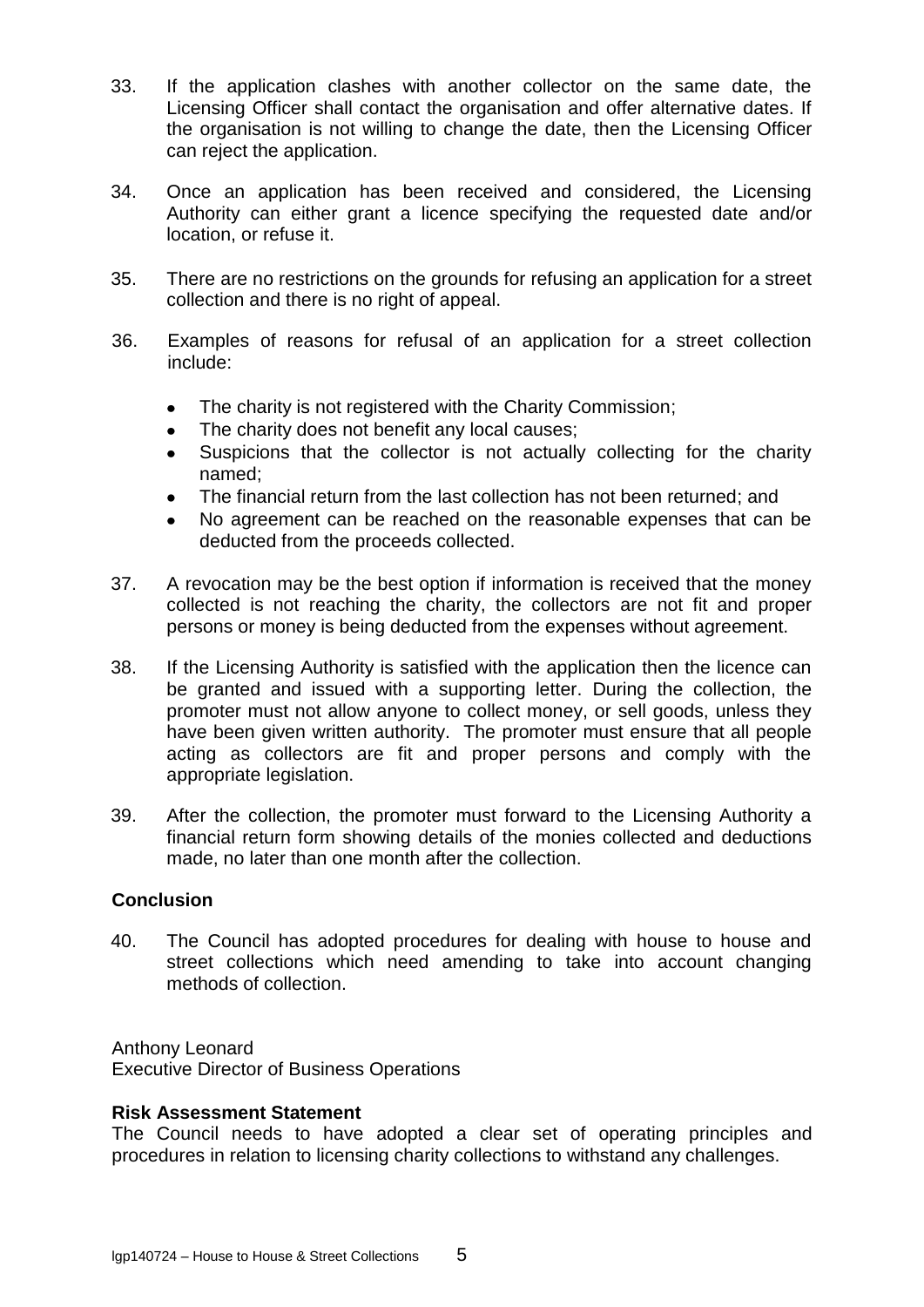33. If the application clashes with another collector on the same date, the Licensing Officer shall contact the organisation and offer alternative dates. If the organisation is not willing to change the date, then the Licensing Officer can reject the application.

34. Once an application has been received and considered, the Licensing Authority can either grant a licence specifying the requested date and/or location, or refuse it.

35. There are no restrictions on the grounds for refusing an application for a street collection and there is no right of appeal.

36. Examples of reasons for refusal of an application for a street collection include:

    - The charity is not registered with the Charity Commission;
    - The charity does not benefit any local causes;
    - Suspicions that the collector is not actually collecting for the charity named;
    - The financial return from the last collection has not been returned; and
    - No agreement can be reached on the reasonable expenses that can be deducted from the proceeds collected.

37. A revocation may be the best option if information is received that the money collected is not reaching the charity, the collectors are not fit and proper persons or money is being deducted from the expenses without agreement.

38. If the Licensing Authority is satisfied with the application then the licence can be granted and issued with a supporting letter. During the collection, the promoter must not allow anyone to collect money, or sell goods, unless they have been given written authority. The promoter must ensure that all people acting as collectors are fit and proper persons and comply with the appropriate legislation.

39. After the collection, the promoter must forward to the Licensing Authority a financial return form showing details of the monies collected and deductions made, no later than one month after the collection.

**Conclusion**

40. The Council has adopted procedures for dealing with house to house and street collections which need amending to take into account changing methods of collection.

Anthony Leonard
Executive Director of Business Operations

**Risk Assessment Statement**
The Council needs to have adopted a clear set of operating principles and procedures in relation to licensing charity collections to withstand any challenges.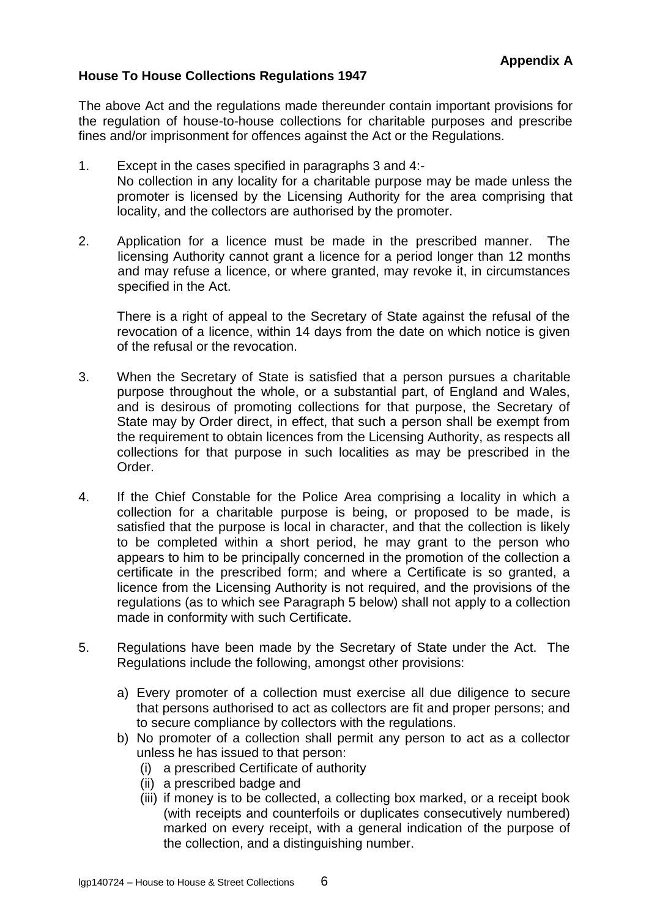**Appendix A**

**House To House Collections Regulations 1947**

The above Act and the regulations made thereunder contain important provisions for the regulation of house-to-house collections for charitable purposes and prescribe fines and/or imprisonment for offences against the Act or the Regulations.

1. Except in the cases specified in paragraphs 3 and 4:-
   No collection in any locality for a charitable purpose may be made unless the promoter is licensed by the Licensing Authority for the area comprising that locality, and the collectors are authorised by the promoter.

2. Application for a licence must be made in the prescribed manner. The licensing Authority cannot grant a licence for a period longer than 12 months and may refuse a licence, or where granted, may revoke it, in circumstances specified in the Act.

   There is a right of appeal to the Secretary of State against the refusal of the revocation of a licence, within 14 days from the date on which notice is given of the refusal or the revocation.

3. When the Secretary of State is satisfied that a person pursues a charitable purpose throughout the whole, or a substantial part, of England and Wales, and is desirous of promoting collections for that purpose, the Secretary of State may by Order direct, in effect, that such a person shall be exempt from the requirement to obtain licences from the Licensing Authority, as respects all collections for that purpose in such localities as may be prescribed in the Order.

4. If the Chief Constable for the Police Area comprising a locality in which a collection for a charitable purpose is being, or proposed to be made, is satisfied that the purpose is local in character, and that the collection is likely to be completed within a short period, he may grant to the person who appears to him to be principally concerned in the promotion of the collection a certificate in the prescribed form; and where a Certificate is so granted, a licence from the Licensing Authority is not required, and the provisions of the regulations (as to which see Paragraph 5 below) shall not apply to a collection made in conformity with such Certificate.

5. Regulations have been made by the Secretary of State under the Act. The Regulations include the following, amongst other provisions:

   a) Every promoter of a collection must exercise all due diligence to secure that persons authorised to act as collectors are fit and proper persons; and to secure compliance by collectors with the regulations.
   b) No promoter of a collection shall permit any person to act as a collector unless he has issued to that person:
      (i) a prescribed Certificate of authority
      (ii) a prescribed badge and
      (iii) if money is to be collected, a collecting box marked, or a receipt book (with receipts and counterfoils or duplicates consecutively numbered) marked on every receipt, with a general indication of the purpose of the collection, and a distinguishing number.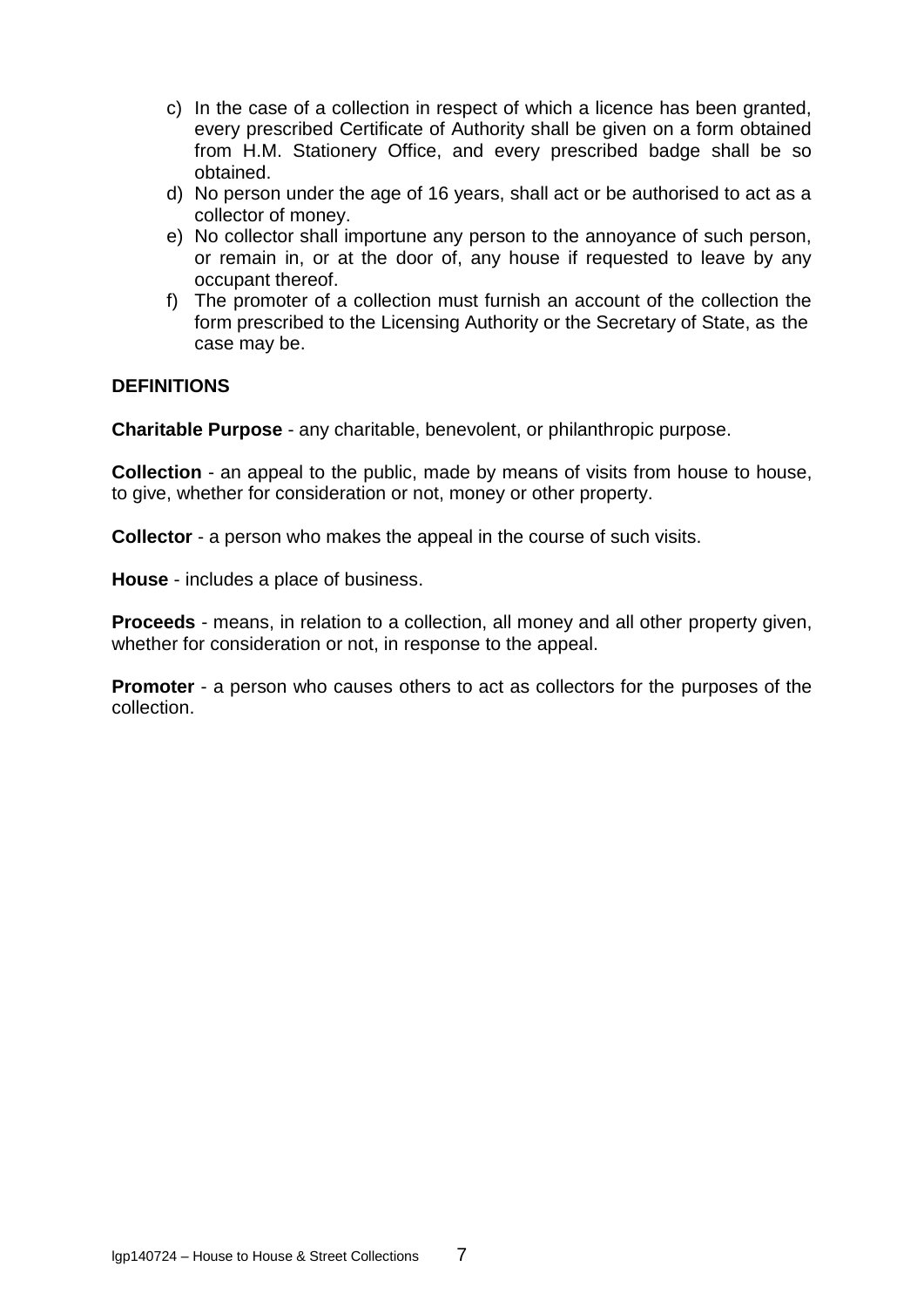c) In the case of a collection in respect of which a licence has been granted, every prescribed Certificate of Authority shall be given on a form obtained from H.M. Stationery Office, and every prescribed badge shall be so obtained.
d) No person under the age of 16 years, shall act or be authorised to act as a collector of money.
e) No collector shall importune any person to the annoyance of such person, or remain in, or at the door of, any house if requested to leave by any occupant thereof.
f) The promoter of a collection must furnish an account of the collection the form prescribed to the Licensing Authority or the Secretary of State, as the case may be.

**DEFINITIONS**

**Charitable Purpose** - any charitable, benevolent, or philanthropic purpose.

**Collection** - an appeal to the public, made by means of visits from house to house, to give, whether for consideration or not, money or other property.

**Collector** - a person who makes the appeal in the course of such visits.

**House** - includes a place of business.

**Proceeds** - means, in relation to a collection, all money and all other property given, whether for consideration or not, in response to the appeal.

**Promoter** - a person who causes others to act as collectors for the purposes of the collection.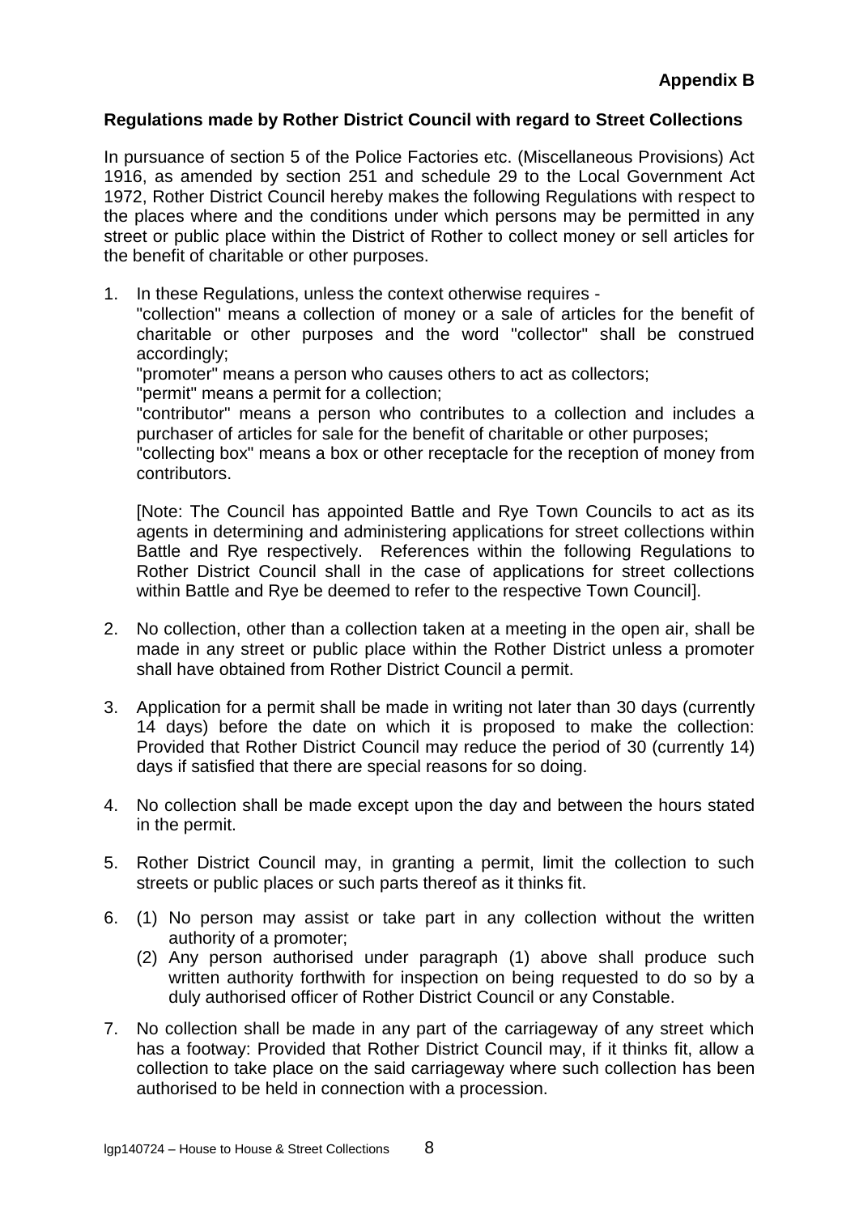**Appendix B**

**Regulations made by Rother District Council with regard to Street Collections**

In pursuance of section 5 of the Police Factories etc. (Miscellaneous Provisions) Act 1916, as amended by section 251 and schedule 29 to the Local Government Act 1972, Rother District Council hereby makes the following Regulations with respect to the places where and the conditions under which persons may be permitted in any street or public place within the District of Rother to collect money or sell articles for the benefit of charitable or other purposes.

1. In these Regulations, unless the context otherwise requires -
   "collection" means a collection of money or a sale of articles for the benefit of charitable or other purposes and the word "collector" shall be construed accordingly;
   "promoter" means a person who causes others to act as collectors;
   "permit" means a permit for a collection;
   "contributor" means a person who contributes to a collection and includes a purchaser of articles for sale for the benefit of charitable or other purposes;
   "collecting box" means a box or other receptacle for the reception of money from contributors.

   [Note: The Council has appointed Battle and Rye Town Councils to act as its agents in determining and administering applications for street collections within Battle and Rye respectively. References within the following Regulations to Rother District Council shall in the case of applications for street collections within Battle and Rye be deemed to refer to the respective Town Council].

2. No collection, other than a collection taken at a meeting in the open air, shall be made in any street or public place within the Rother District unless a promoter shall have obtained from Rother District Council a permit.

3. Application for a permit shall be made in writing not later than 30 days (currently 14 days) before the date on which it is proposed to make the collection: Provided that Rother District Council may reduce the period of 30 (currently 14) days if satisfied that there are special reasons for so doing.

4. No collection shall be made except upon the day and between the hours stated in the permit.

5. Rother District Council may, in granting a permit, limit the collection to such streets or public places or such parts thereof as it thinks fit.

6. (1) No person may assist or take part in any collection without the written authority of a promoter;
   (2) Any person authorised under paragraph (1) above shall produce such written authority forthwith for inspection on being requested to do so by a duly authorised officer of Rother District Council or any Constable.

7. No collection shall be made in any part of the carriageway of any street which has a footway: Provided that Rother District Council may, if it thinks fit, allow a collection to take place on the said carriageway where such collection has been authorised to be held in connection with a procession.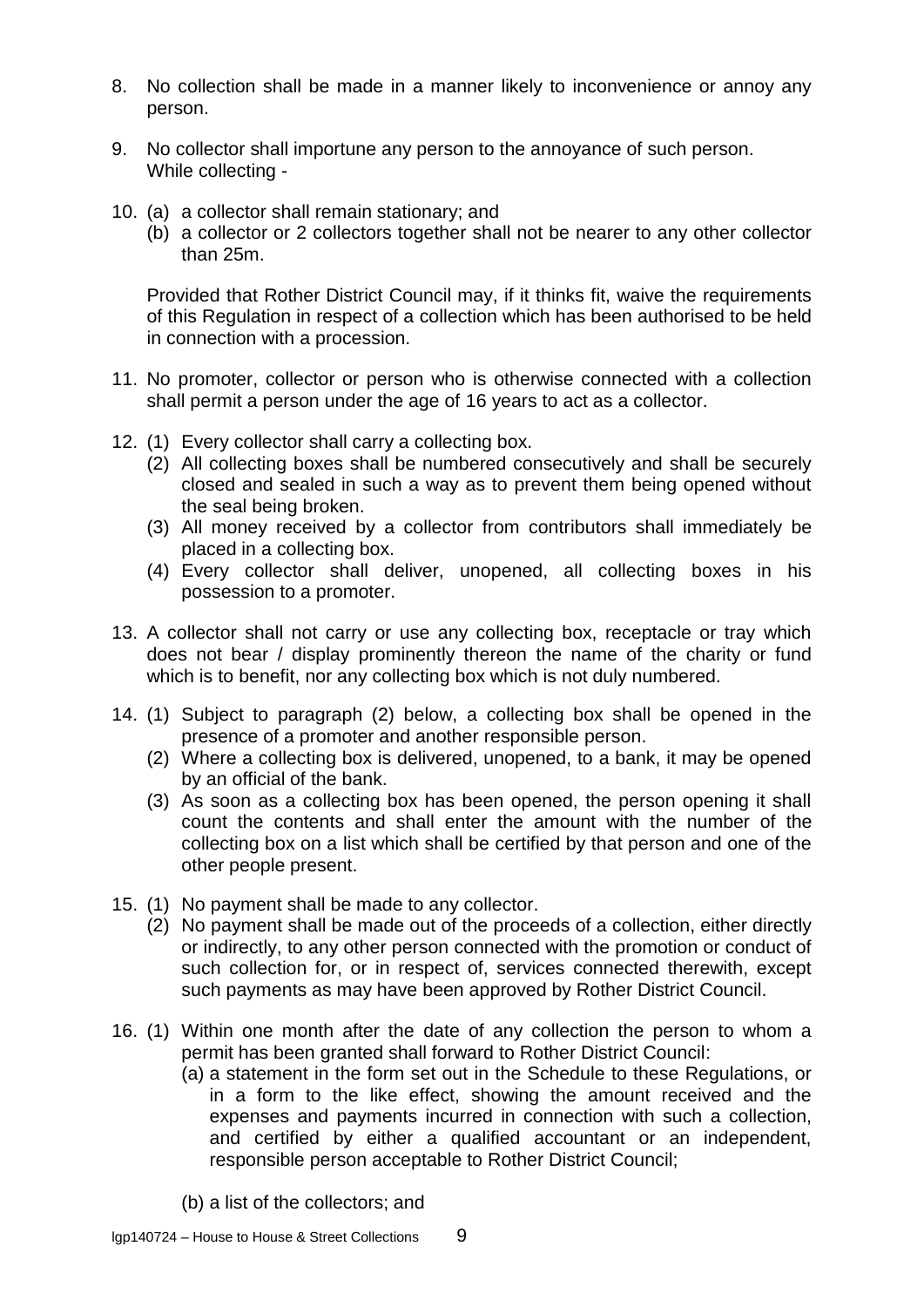8. No collection shall be made in a manner likely to inconvenience or annoy any person.

9. No collector shall importune any person to the annoyance of such person.
   While collecting -

10. (a) a collector shall remain stationary; and
    (b) a collector or 2 collectors together shall not be nearer to any other collector than 25m.

    Provided that Rother District Council may, if it thinks fit, waive the requirements of this Regulation in respect of a collection which has been authorised to be held in connection with a procession.

11. No promoter, collector or person who is otherwise connected with a collection shall permit a person under the age of 16 years to act as a collector.

12. (1) Every collector shall carry a collecting box.
    (2) All collecting boxes shall be numbered consecutively and shall be securely closed and sealed in such a way as to prevent them being opened without the seal being broken.
    (3) All money received by a collector from contributors shall immediately be placed in a collecting box.
    (4) Every collector shall deliver, unopened, all collecting boxes in his possession to a promoter.

13. A collector shall not carry or use any collecting box, receptacle or tray which does not bear / display prominently thereon the name of the charity or fund which is to benefit, nor any collecting box which is not duly numbered.

14. (1) Subject to paragraph (2) below, a collecting box shall be opened in the presence of a promoter and another responsible person.
    (2) Where a collecting box is delivered, unopened, to a bank, it may be opened by an official of the bank.
    (3) As soon as a collecting box has been opened, the person opening it shall count the contents and shall enter the amount with the number of the collecting box on a list which shall be certified by that person and one of the other people present.

15. (1) No payment shall be made to any collector.
    (2) No payment shall be made out of the proceeds of a collection, either directly or indirectly, to any other person connected with the promotion or conduct of such collection for, or in respect of, services connected therewith, except such payments as may have been approved by Rother District Council.

16. (1) Within one month after the date of any collection the person to whom a permit has been granted shall forward to Rother District Council:
    (a) a statement in the form set out in the Schedule to these Regulations, or in a form to the like effect, showing the amount received and the expenses and payments incurred in connection with such a collection, and certified by either a qualified accountant or an independent, responsible person acceptable to Rother District Council;

    (b) a list of the collectors; and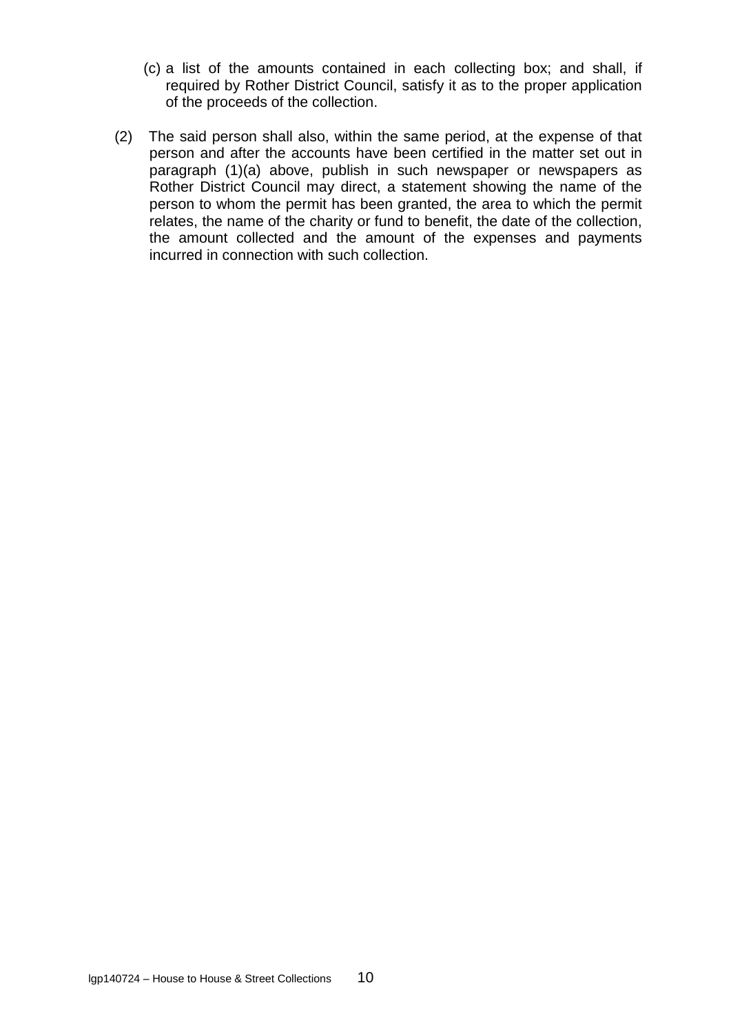(c) a list of the amounts contained in each collecting box; and shall, if required by Rother District Council, satisfy it as to the proper application of the proceeds of the collection.

(2) The said person shall also, within the same period, at the expense of that person and after the accounts have been certified in the matter set out in paragraph (1)(a) above, publish in such newspaper or newspapers as Rother District Council may direct, a statement showing the name of the person to whom the permit has been granted, the area to which the permit relates, the name of the charity or fund to benefit, the date of the collection, the amount collected and the amount of the expenses and payments incurred in connection with such collection.